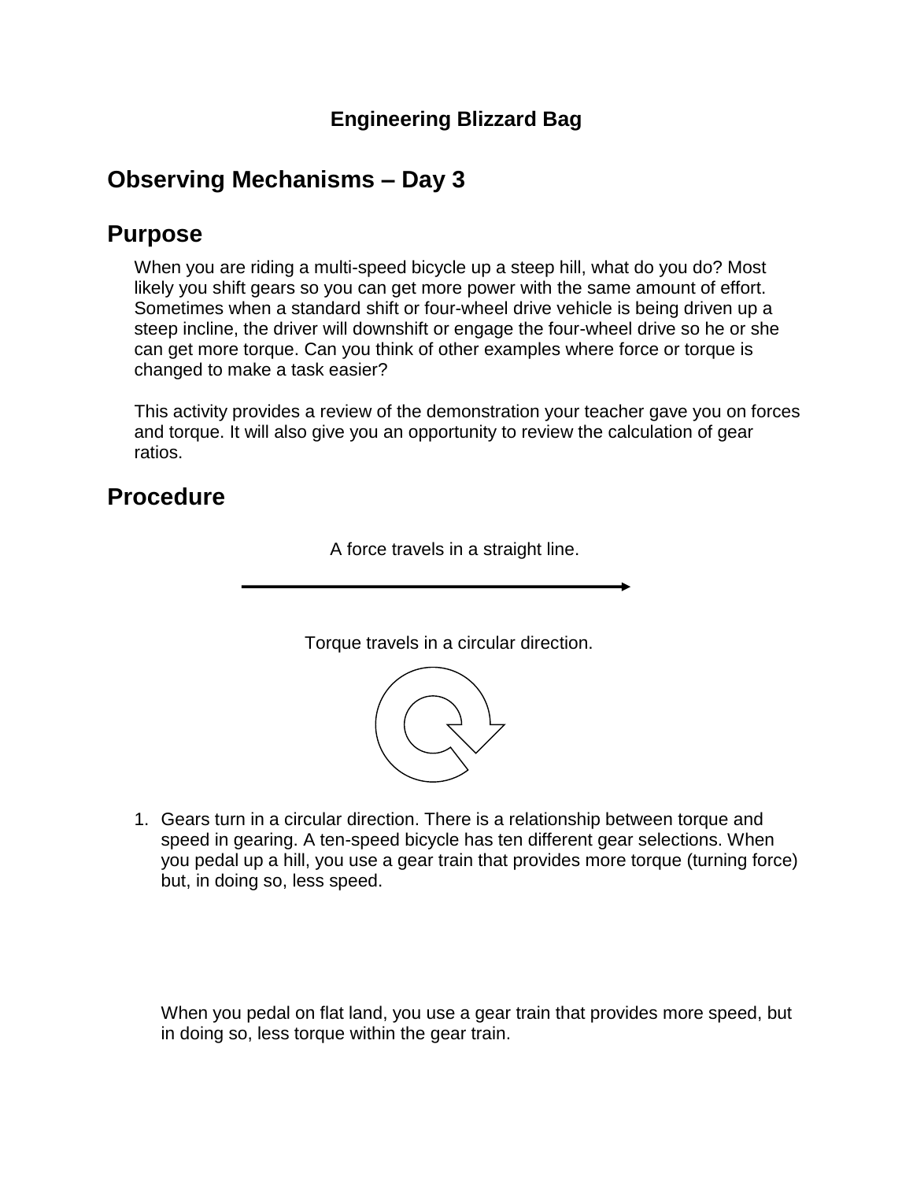**Engineering Blizzard Bag**

# Observing Mechanisms – Day 3

## Purpose

When you are riding a multi-speed bicycle up a steep hill, what do you do? Most likely you shift gears so you can get more power with the same amount of effort. Sometimes when a standard shift or four-wheel drive vehicle is being driven up a steep incline, the driver will downshift or engage the four-wheel drive so he or she can get more torque. Can you think of other examples where force or torque is changed to make a task easier?

This activity provides a review of the demonstration your teacher gave you on forces and torque. It will also give you an opportunity to review the calculation of gear ratios.

## Procedure

A force travels in a straight line.

Torque travels in a circular direction.

1. Gears turn in a circular direction. There is a relationship between torque and speed in gearing. A ten-speed bicycle has ten different gear selections. When you pedal up a hill, you use a gear train that provides more torque (turning force) but, in doing so, less speed.

   When you pedal on flat land, you use a gear train that provides more speed, but in doing so, less torque within the gear train.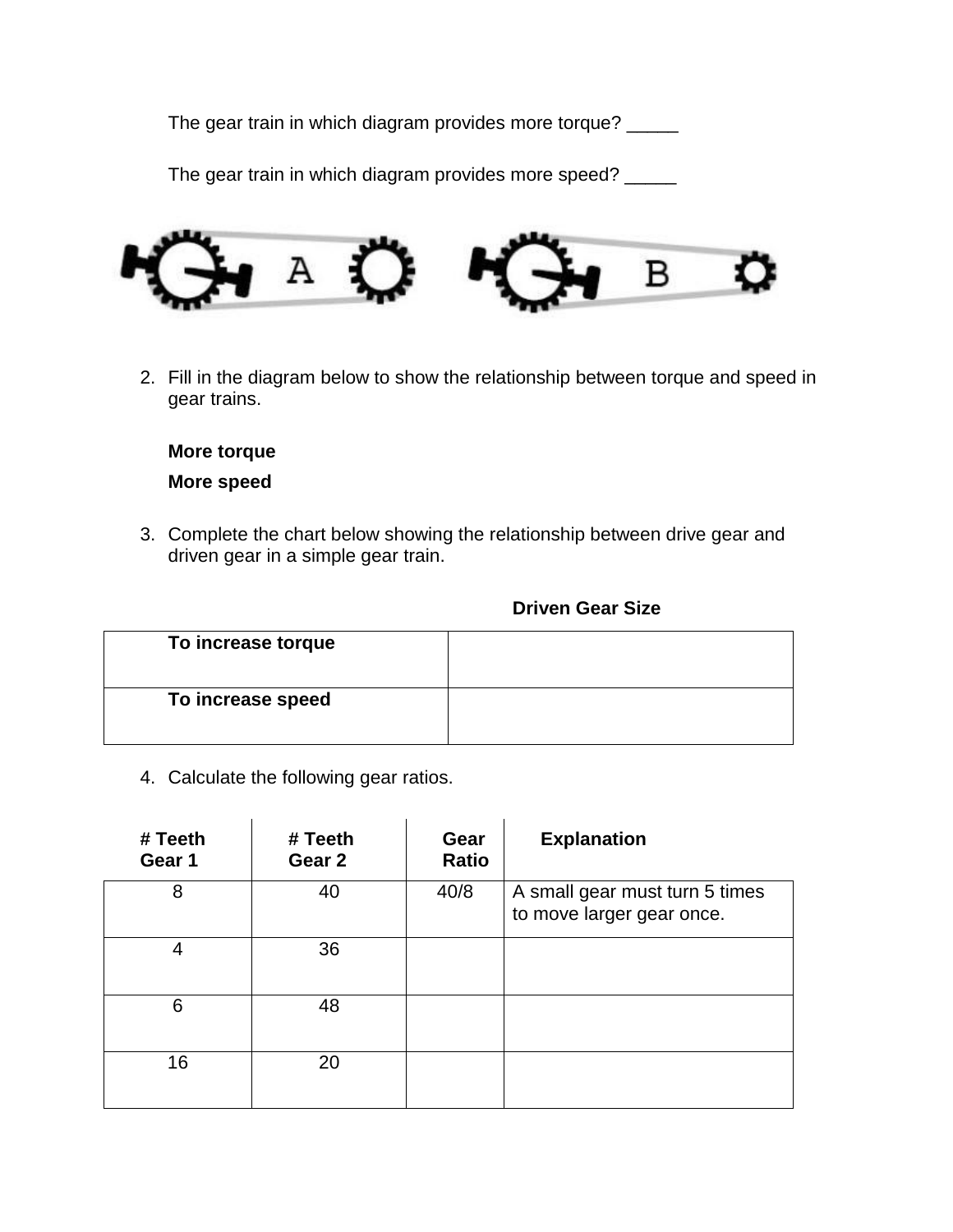The gear train in which diagram provides more torque? _____

The gear train in which diagram provides more speed? _____

2. Fill in the diagram below to show the relationship between torque and speed in gear trains.

   **More torque**

   **More speed**

3. Complete the chart below showing the relationship between drive gear and driven gear in a simple gear train.

| | **Driven Gear Size** |
|---|---|
| **To increase torque** | |
| **To increase speed** | |

4. Calculate the following gear ratios.

| **# Teeth Gear 1** | **# Teeth Gear 2** | **Gear Ratio** | **Explanation** |
|---|---|---|---|
| 8 | 40 | 40/8 | A small gear must turn 5 times to move larger gear once. |
| 4 | 36 | | |
| 6 | 48 | | |
| 16 | 20 | | |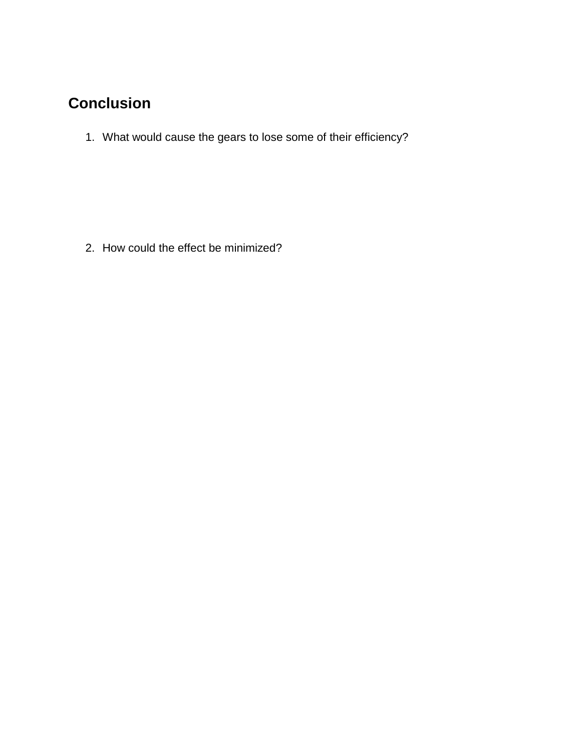## Conclusion

1. What would cause the gears to lose some of their efficiency?

2. How could the effect be minimized?